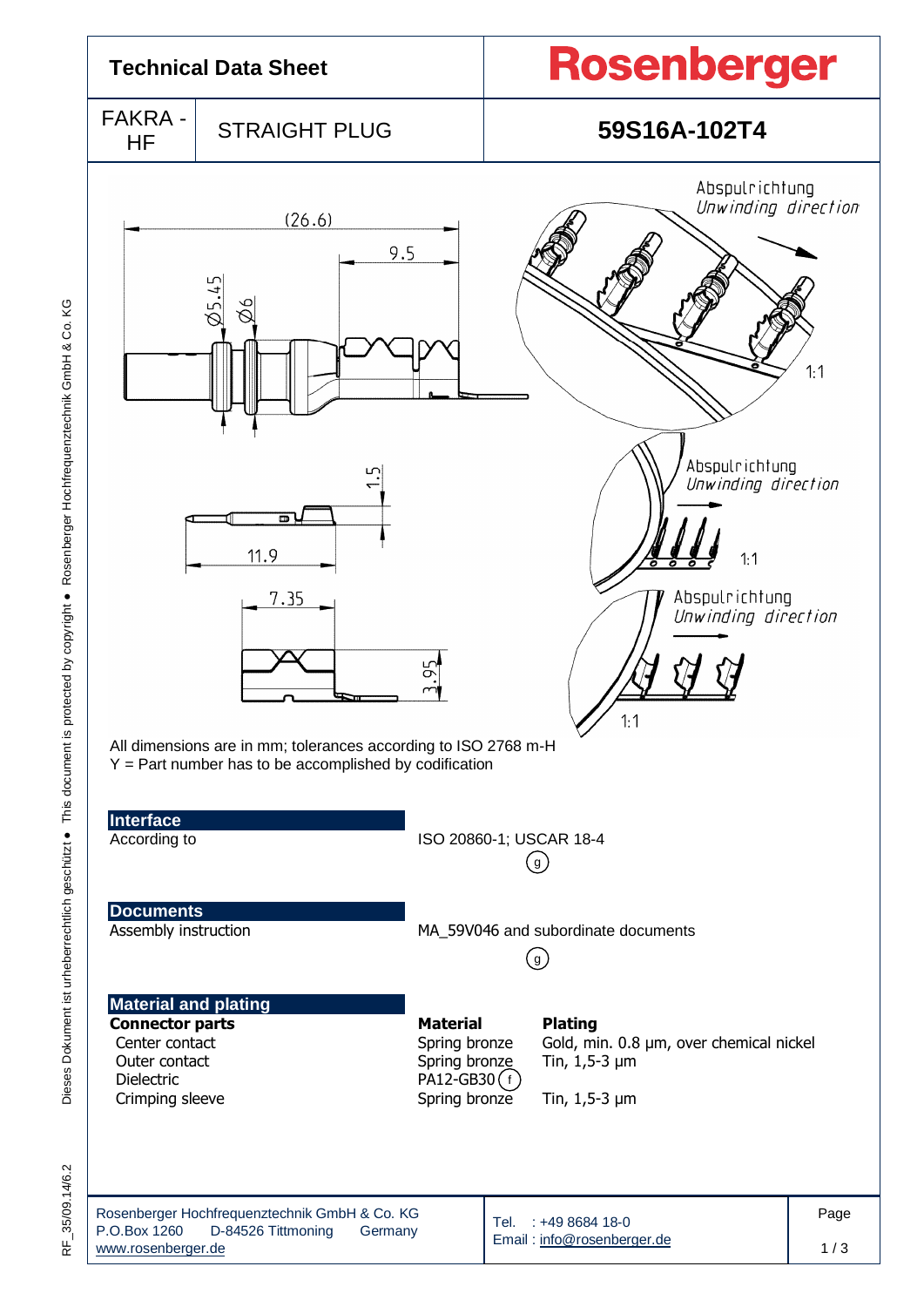# Technical Data Sheet

**Rosenberger**

| FAKRA - HF | STRAIGHT PLUG | **59S16A-102T4** |
|---|---|---|

All dimensions are in mm; tolerances according to ISO 2768 m-H
Y = Part number has to be accomplished by codification

## Interface

| | |
|---|---|
| According to | ISO 20860-1; USCAR 18-4 (g) |

## Documents

| | |
|---|---|
| Assembly instruction | MA_59V046 and subordinate documents (g) |

## Material and plating

| **Connector parts** | **Material** | **Plating** |
|---|---|---|
| Center contact | Spring bronze | Gold, min. 0.8 µm, over chemical nickel |
| Outer contact | Spring bronze | Tin, 1,5-3 µm |
| Dielectric | PA12-GB30 (f) | |
| Crimping sleeve | Spring bronze | Tin, 1,5-3 µm |

Rosenberger Hochfrequenztechnik GmbH & Co. KG
P.O.Box 1260 D-84526 Tittmoning Germany
www.rosenberger.de

Tel. : +49 8684 18-0
Email : info@rosenberger.de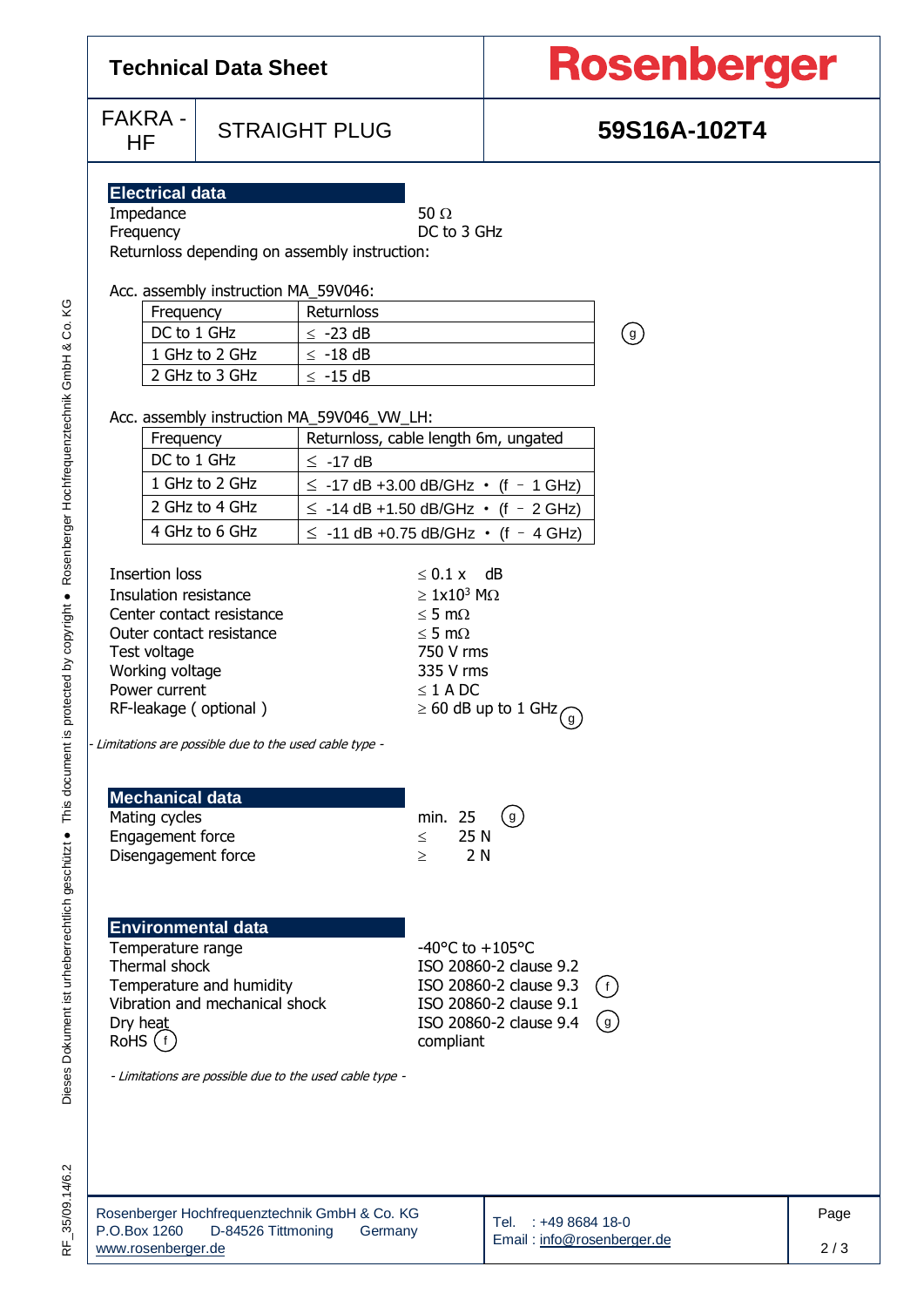# Technical Data Sheet

**Rosenberger**

| FAKRA - HF | STRAIGHT PLUG | **59S16A-102T4** |
|---|---|---|

## Electrical data

Impedance 50 Ω
Frequency DC to 3 GHz
Returnloss depending on assembly instruction:

Acc. assembly instruction MA_59V046:

| Frequency | Returnloss |
|---|---|
| DC to 1 GHz | ≤ -23 dB |
| 1 GHz to 2 GHz | ≤ -18 dB |
| 2 GHz to 3 GHz | ≤ -15 dB |

(g)

Acc. assembly instruction MA_59V046_VW_LH:

| Frequency | Returnloss, cable length 6m, ungated |
|---|---|
| DC to 1 GHz | ≤ -17 dB |
| 1 GHz to 2 GHz | ≤ -17 dB +3.00 dB/GHz • (f – 1 GHz) |
| 2 GHz to 4 GHz | ≤ -14 dB +1.50 dB/GHz • (f – 2 GHz) |
| 4 GHz to 6 GHz | ≤ -11 dB +0.75 dB/GHz • (f – 4 GHz) |

| | |
|---|---|
| Insertion loss | ≤ 0.1 x dB |
| Insulation resistance | ≥ $1x10^3$ MΩ |
| Center contact resistance | ≤ 5 mΩ |
| Outer contact resistance | ≤ 5 mΩ |
| Test voltage | 750 V rms |
| Working voltage | 335 V rms |
| Power current | ≤ 1 A DC |
| RF-leakage ( optional ) | ≥ 60 dB up to 1 GHz (g) |

*- Limitations are possible due to the used cable type -*

## Mechanical data

| | |
|---|---|
| Mating cycles | min. 25 (g) |
| Engagement force | ≤ 25 N |
| Disengagement force | ≥ 2 N |

## Environmental data

| | |
|---|---|
| Temperature range | -40°C to +105°C |
| Thermal shock | ISO 20860-2 clause 9.2 |
| Temperature and humidity | ISO 20860-2 clause 9.3 (f) |
| Vibration and mechanical shock | ISO 20860-2 clause 9.1 |
| Dry heat | ISO 20860-2 clause 9.4 (g) |
| RoHS (f) | compliant |

*- Limitations are possible due to the used cable type -*

Rosenberger Hochfrequenztechnik GmbH & Co. KG
P.O.Box 1260 D-84526 Tittmoning Germany
www.rosenberger.de

Tel. : +49 8684 18-0
Email : info@rosenberger.de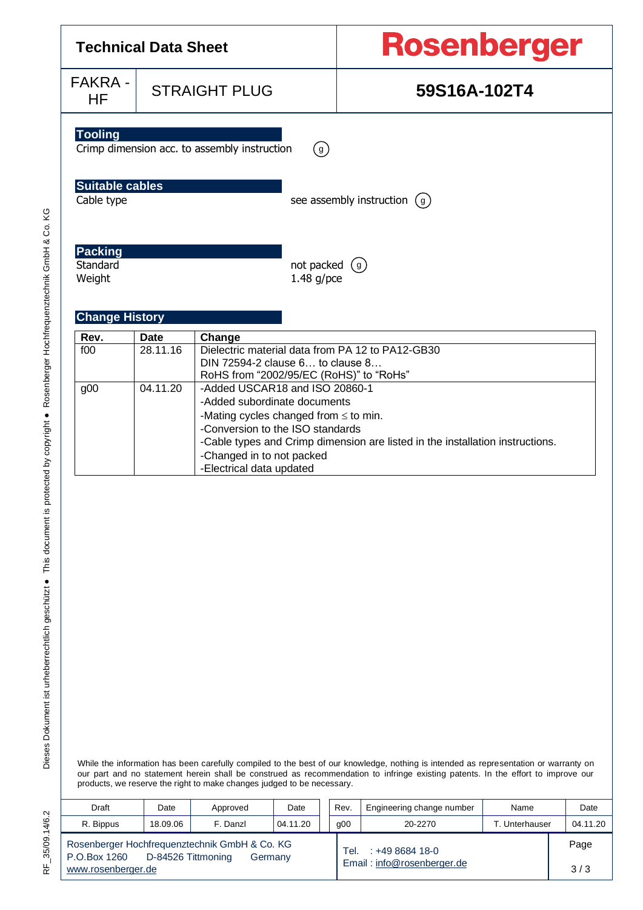# Technical Data Sheet

**Rosenberger**

| FAKRA - HF | STRAIGHT PLUG | **59S16A-102T4** |
|---|---|---|

## Tooling

Crimp dimension acc. to assembly instruction (g)

## Suitable cables

| | |
|---|---|
| Cable type | see assembly instruction (g) |

## Packing

| | |
|---|---|
| Standard | not packed (g) |
| Weight | 1.48 g/pce |

## Change History

| Rev. | Date | Change |
|---|---|---|
| f00 | 28.11.16 | Dielectric material data from PA 12 to PA12-GB30<br>DIN 72594-2 clause 6… to clause 8…<br>RoHS from "2002/95/EC (RoHS)" to "RoHs" |
| g00 | 04.11.20 | -Added USCAR18 and ISO 20860-1<br>-Added subordinate documents<br>-Mating cycles changed from ≤ to min.<br>-Conversion to the ISO standards<br>-Cable types and Crimp dimension are listed in the installation instructions.<br>-Changed in to not packed<br>-Electrical data updated |

While the information has been carefully compiled to the best of our knowledge, nothing is intended as representation or warranty on our part and no statement herein shall be construed as recommendation to infringe existing patents. In the effort to improve our products, we reserve the right to make changes judged to be necessary.

| Draft | Date | Approved | Date | Rev. | Engineering change number | Name | Date |
|---|---|---|---|---|---|---|---|
| R. Bippus | 18.09.06 | F. Danzl | 04.11.20 | g00 | 20-2270 | T. Unterhauser | 04.11.20 |

Rosenberger Hochfrequenztechnik GmbH & Co. KG
P.O.Box 1260 D-84526 Tittmoning Germany
www.rosenberger.de

Tel. : +49 8684 18-0
Email : info@rosenberger.de

RF_35/09.14/6.2

Dieses Dokument ist urheberrechtlich geschützt ● This document is protected by copyright ● Rosenberger Hochfrequenztechnik GmbH & Co. KG